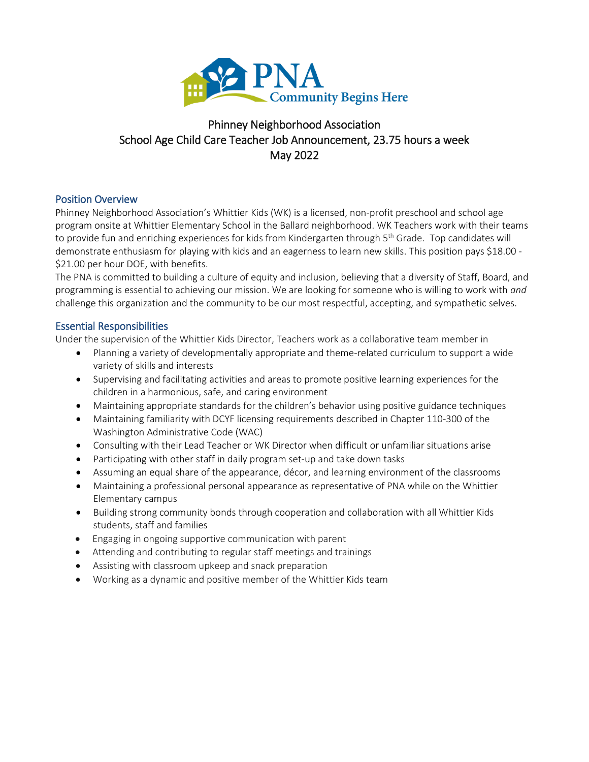PNA
Community Begins Here

# Phinney Neighborhood Association
# School Age Child Care Teacher Job Announcement, 23.75 hours a week
# May 2022

## Position Overview

Phinney Neighborhood Association's Whittier Kids (WK) is a licensed, non-profit preschool and school age program onsite at Whittier Elementary School in the Ballard neighborhood. WK Teachers work with their teams to provide fun and enriching experiences for kids from Kindergarten through 5th Grade. Top candidates will demonstrate enthusiasm for playing with kids and an eagerness to learn new skills. This position pays $18.00 - $21.00 per hour DOE, with benefits.

The PNA is committed to building a culture of equity and inclusion, believing that a diversity of Staff, Board, and programming is essential to achieving our mission. We are looking for someone who is willing to work with *and* challenge this organization and the community to be our most respectful, accepting, and sympathetic selves.

## Essential Responsibilities

Under the supervision of the Whittier Kids Director, Teachers work as a collaborative team member in

- Planning a variety of developmentally appropriate and theme-related curriculum to support a wide variety of skills and interests
- Supervising and facilitating activities and areas to promote positive learning experiences for the children in a harmonious, safe, and caring environment
- Maintaining appropriate standards for the children's behavior using positive guidance techniques
- Maintaining familiarity with DCYF licensing requirements described in Chapter 110-300 of the Washington Administrative Code (WAC)
- Consulting with their Lead Teacher or WK Director when difficult or unfamiliar situations arise
- Participating with other staff in daily program set-up and take down tasks
- Assuming an equal share of the appearance, décor, and learning environment of the classrooms
- Maintaining a professional personal appearance as representative of PNA while on the Whittier Elementary campus
- Building strong community bonds through cooperation and collaboration with all Whittier Kids students, staff and families
- Engaging in ongoing supportive communication with parent
- Attending and contributing to regular staff meetings and trainings
- Assisting with classroom upkeep and snack preparation
- Working as a dynamic and positive member of the Whittier Kids team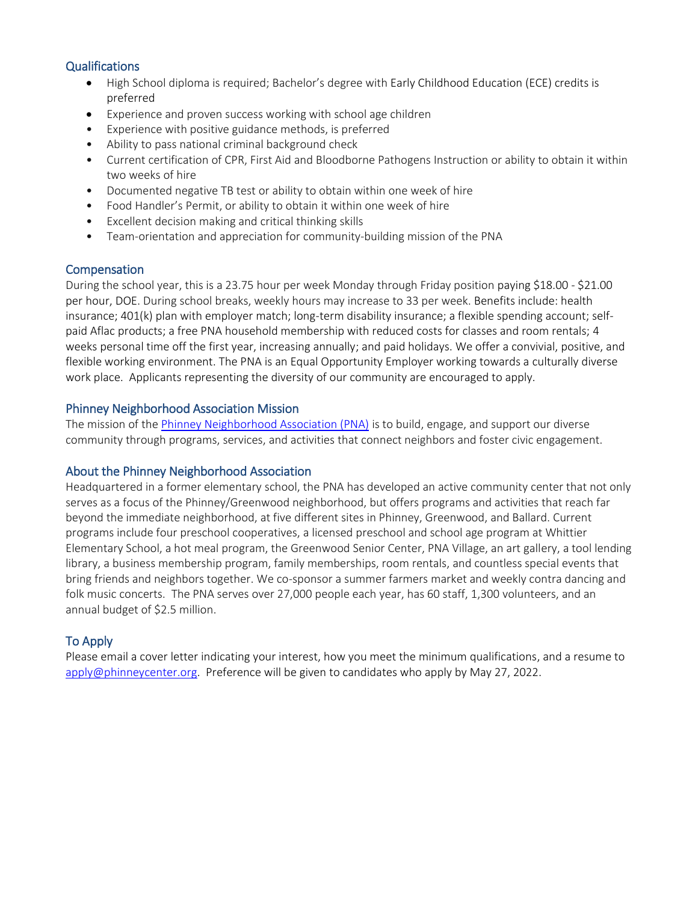## Qualifications

- High School diploma is required; Bachelor's degree with Early Childhood Education (ECE) credits is preferred
- Experience and proven success working with school age children
- Experience with positive guidance methods, is preferred
- Ability to pass national criminal background check
- Current certification of CPR, First Aid and Bloodborne Pathogens Instruction or ability to obtain it within two weeks of hire
- Documented negative TB test or ability to obtain within one week of hire
- Food Handler's Permit, or ability to obtain it within one week of hire
- Excellent decision making and critical thinking skills
- Team-orientation and appreciation for community-building mission of the PNA

## Compensation

During the school year, this is a 23.75 hour per week Monday through Friday position paying $18.00 - $21.00 per hour, DOE. During school breaks, weekly hours may increase to 33 per week. Benefits include: health insurance; 401(k) plan with employer match; long-term disability insurance; a flexible spending account; self-paid Aflac products; a free PNA household membership with reduced costs for classes and room rentals; 4 weeks personal time off the first year, increasing annually; and paid holidays. We offer a convivial, positive, and flexible working environment. The PNA is an Equal Opportunity Employer working towards a culturally diverse work place. Applicants representing the diversity of our community are encouraged to apply.

## Phinney Neighborhood Association Mission

The mission of the [Phinney Neighborhood Association (PNA)]() is to build, engage, and support our diverse community through programs, services, and activities that connect neighbors and foster civic engagement.

## About the Phinney Neighborhood Association

Headquartered in a former elementary school, the PNA has developed an active community center that not only serves as a focus of the Phinney/Greenwood neighborhood, but offers programs and activities that reach far beyond the immediate neighborhood, at five different sites in Phinney, Greenwood, and Ballard. Current programs include four preschool cooperatives, a licensed preschool and school age program at Whittier Elementary School, a hot meal program, the Greenwood Senior Center, PNA Village, an art gallery, a tool lending library, a business membership program, family memberships, room rentals, and countless special events that bring friends and neighbors together. We co-sponsor a summer farmers market and weekly contra dancing and folk music concerts. The PNA serves over 27,000 people each year, has 60 staff, 1,300 volunteers, and an annual budget of $2.5 million.

## To Apply

Please email a cover letter indicating your interest, how you meet the minimum qualifications, and a resume to apply@phinneycenter.org. Preference will be given to candidates who apply by May 27, 2022.